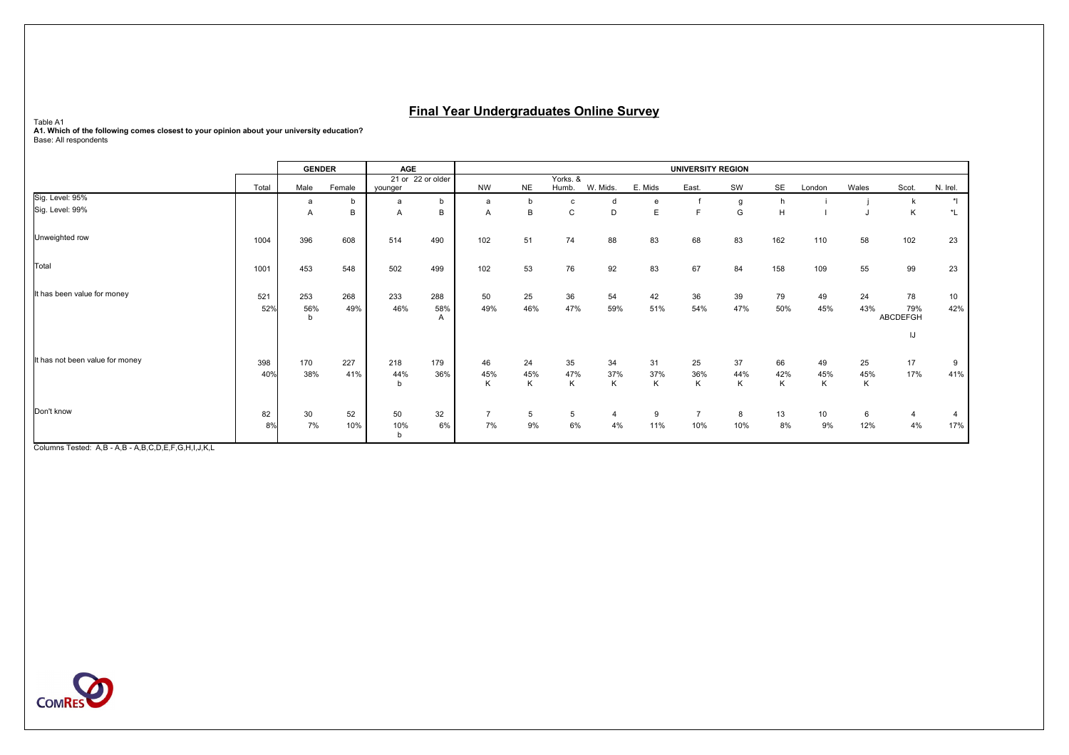# Final Year Undergraduates Online Survey

Table A1
**A1. Which of the following comes closest to your opinion about your university education?**
Base: All respondents

| | | GENDER | | AGE | | UNIVERSITY REGION | | | | | | | | | | | |
|---|---|---|---|---|---|---|---|---|---|---|---|---|---|---|---|---|---|
| | Total | Male | Female | 21 or younger | 22 or older | NW | NE | Yorks. & Humb. | W. Mids. | E. Mids | East. | SW | SE | London | Wales | Scot. | N. Irel. |
| Sig. Level: 95% | | a | b | a | b | a | b | c | d | e | f | g | h | i | j | k | *l |
| Sig. Level: 99% | | A | B | A | B | A | B | C | D | E | F | G | H | I | J | K | *L |
| Unweighted row | 1004 | 396 | 608 | 514 | 490 | 102 | 51 | 74 | 88 | 83 | 68 | 83 | 162 | 110 | 58 | 102 | 23 |
| Total | 1001 | 453 | 548 | 502 | 499 | 102 | 53 | 76 | 92 | 83 | 67 | 84 | 158 | 109 | 55 | 99 | 23 |
| It has been value for money | 521 | 253 | 268 | 233 | 288 | 50 | 25 | 36 | 54 | 42 | 36 | 39 | 79 | 49 | 24 | 78 | 10 |
| | 52% | 56% | 49% | 46% | 58% | 49% | 46% | 47% | 59% | 51% | 54% | 47% | 50% | 45% | 43% | 79% | 42% |
| | | b | | | A | | | | | | | | | | | ABCDEFGH IJ | |
| It has not been value for money | 398 | 170 | 227 | 218 | 179 | 46 | 24 | 35 | 34 | 31 | 25 | 37 | 66 | 49 | 25 | 17 | 9 |
| | 40% | 38% | 41% | 44% | 36% | 45% | 45% | 47% | 37% | 37% | 36% | 44% | 42% | 45% | 45% | 17% | 41% |
| | | | | b | | K | K | K | K | K | K | K | K | K | K | | |
| Don't know | 82 | 30 | 52 | 50 | 32 | 7 | 5 | 5 | 4 | 9 | 7 | 8 | 13 | 10 | 6 | 4 | 4 |
| | 8% | 7% | 10% | 10% | 6% | 7% | 9% | 6% | 4% | 11% | 10% | 10% | 8% | 9% | 12% | 4% | 17% |
| | | | | b | | | | | | | | | | | | | |

Columns Tested: A,B - A,B - A,B,C,D,E,F,G,H,I,J,K,L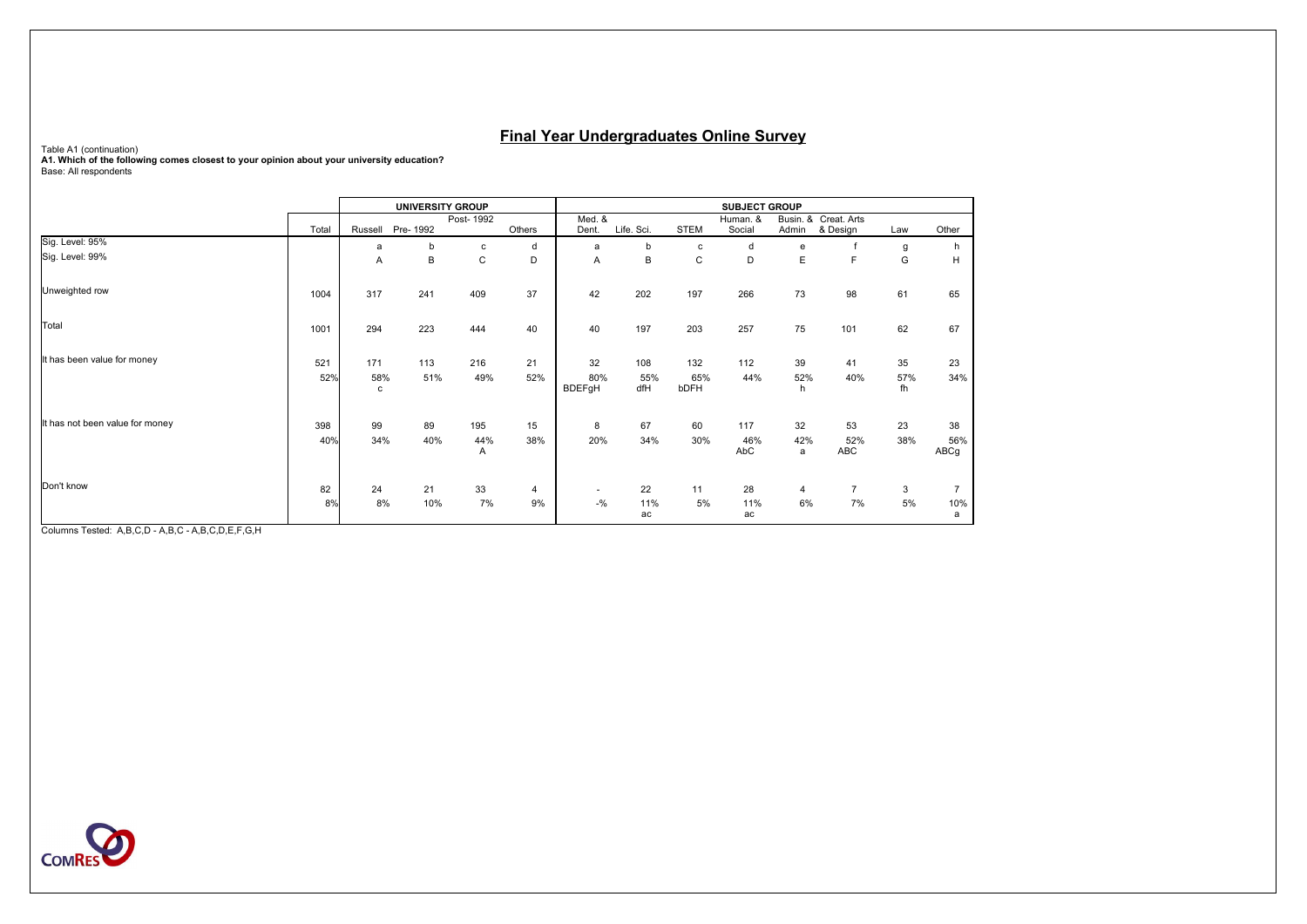# Final Year Undergraduates Online Survey

Table A1 (continuation)

**A1. Which of the following comes closest to your opinion about your university education?**

Base: All respondents

| | | UNIVERSITY GROUP | | | | SUBJECT GROUP | | | | | | | |
|---|---|---|---|---|---|---|---|---|---|---|---|---|---|
| | Total | Russell | Pre- 1992 | Post- 1992 | Others | Med. & Dent. | Life. Sci. | STEM | Human. & Social | Busin. & Admin | Creat. Arts & Design | Law | Other |
| Sig. Level: 95% | | a | b | c | d | a | b | c | d | e | f | g | h |
| Sig. Level: 99% | | A | B | C | D | A | B | C | D | E | F | G | H |
| Unweighted row | 1004 | 317 | 241 | 409 | 37 | 42 | 202 | 197 | 266 | 73 | 98 | 61 | 65 |
| Total | 1001 | 294 | 223 | 444 | 40 | 40 | 197 | 203 | 257 | 75 | 101 | 62 | 67 |
| It has been value for money | 521 | 171 | 113 | 216 | 21 | 32 | 108 | 132 | 112 | 39 | 41 | 35 | 23 |
| | 52% | 58% | 51% | 49% | 52% | 80% | 55% | 65% | 44% | 52% | 40% | 57% | 34% |
| | | c | | | | BDEFgH | dfH | bDFH | | h | | fh | |
| It has not been value for money | 398 | 99 | 89 | 195 | 15 | 8 | 67 | 60 | 117 | 32 | 53 | 23 | 38 |
| | 40% | 34% | 40% | 44% | 38% | 20% | 34% | 30% | 46% | 42% | 52% | 38% | 56% |
| | | | | A | | | | | AbC | a | ABC | | ABCg |
| Don't know | 82 | 24 | 21 | 33 | 4 | - | 22 | 11 | 28 | 4 | 7 | 3 | 7 |
| | 8% | 8% | 10% | 7% | 9% | -% | 11% | 5% | 11% | 6% | 7% | 5% | 10% |
| | | | | | | | ac | | ac | | | | a |

Columns Tested: A,B,C,D - A,B,C - A,B,C,D,E,F,G,H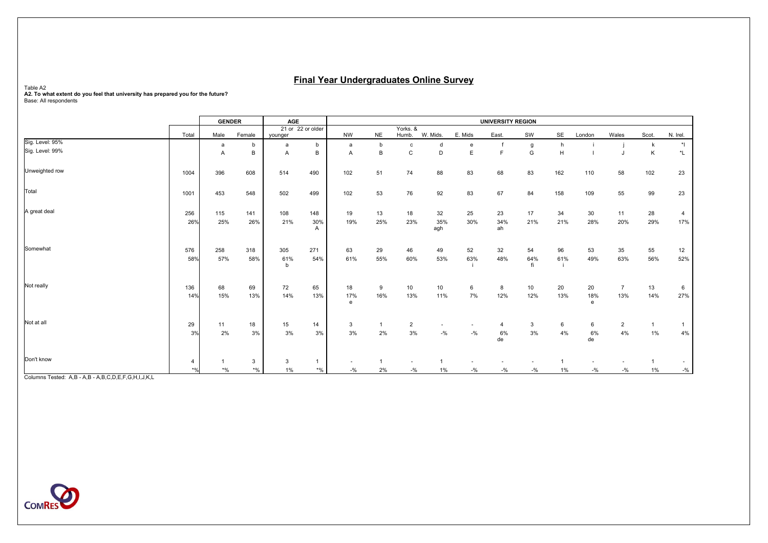# Final Year Undergraduates Online Survey

Table A2

**A2. To what extent do you feel that university has prepared you for the future?**

Base: All respondents

| | | GENDER | | AGE | | UNIVERSITY REGION | | | | | | | | | | | |
|---|---|---|---|---|---|---|---|---|---|---|---|---|---|---|---|---|---|
| | Total | Male | Female | 21 or younger | 22 or older | NW | NE | Yorks. & Humb. | W. Mids. | E. Mids | East. | SW | SE | London | Wales | Scot. | N. Irel. |
| Sig. Level: 95% | | a | b | a | b | a | b | c | d | e | f | g | h | i | j | k | *l |
| Sig. Level: 99% | | A | B | A | B | A | B | C | D | E | F | G | H | I | J | K | *L |
| Unweighted row | 1004 | 396 | 608 | 514 | 490 | 102 | 51 | 74 | 88 | 83 | 68 | 83 | 162 | 110 | 58 | 102 | 23 |
| Total | 1001 | 453 | 548 | 502 | 499 | 102 | 53 | 76 | 92 | 83 | 67 | 84 | 158 | 109 | 55 | 99 | 23 |
| A great deal | 256 | 115 | 141 | 108 | 148 | 19 | 13 | 18 | 32 | 25 | 23 | 17 | 34 | 30 | 11 | 28 | 4 |
| | 26% | 25% | 26% | 21% | 30% | 19% | 25% | 23% | 35% | 30% | 34% | 21% | 21% | 28% | 20% | 29% | 17% |
| | | | | | A | | | | agh | | ah | | | | | | |
| Somewhat | 576 | 258 | 318 | 305 | 271 | 63 | 29 | 46 | 49 | 52 | 32 | 54 | 96 | 53 | 35 | 55 | 12 |
| | 58% | 57% | 58% | 61% | 54% | 61% | 55% | 60% | 53% | 63% | 48% | 64% | 61% | 49% | 63% | 56% | 52% |
| | | | | b | | | | | | i | | fi | i | | | | |
| Not really | 136 | 68 | 69 | 72 | 65 | 18 | 9 | 10 | 10 | 6 | 8 | 10 | 20 | 20 | 7 | 13 | 6 |
| | 14% | 15% | 13% | 14% | 13% | 17% | 16% | 13% | 11% | 7% | 12% | 12% | 13% | 18% | 13% | 14% | 27% |
| | | | | | | e | | | | | | | | e | | | |
| Not at all | 29 | 11 | 18 | 15 | 14 | 3 | 1 | 2 | - | - | 4 | 3 | 6 | 6 | 2 | 1 | 1 |
| | 3% | 2% | 3% | 3% | 3% | 3% | 2% | 3% | -% | -% | 6% | 3% | 4% | 6% | 4% | 1% | 4% |
| | | | | | | | | | | | de | | | de | | | |
| Don't know | 4 | 1 | 3 | 3 | 1 | - | 1 | - | 1 | - | - | - | 1 | - | - | 1 | - |
| | *% | *% | *% | 1% | *% | -% | 2% | -% | 1% | -% | -% | -% | 1% | -% | -% | 1% | -% |

Columns Tested: A,B - A,B - A,B,C,D,E,F,G,H,I,J,K,L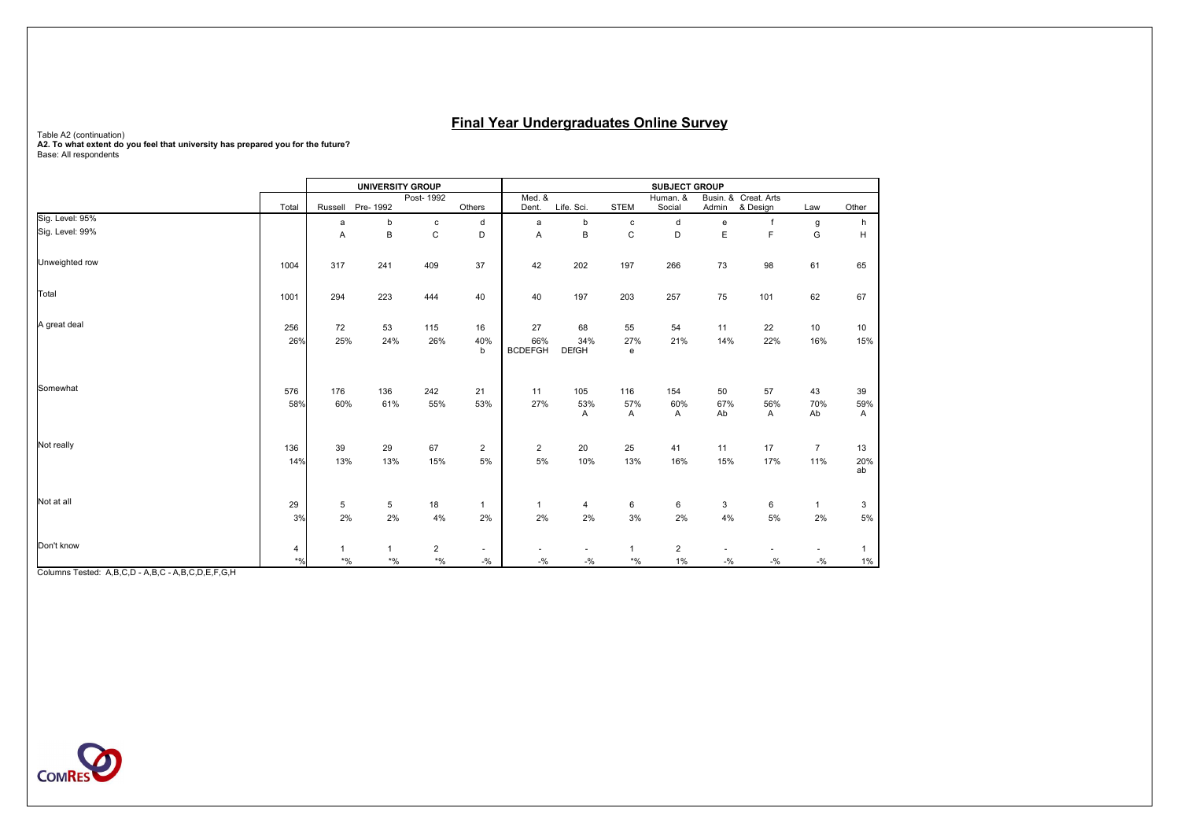# Final Year Undergraduates Online Survey

Table A2 (continuation)
**A2. To what extent do you feel that university has prepared you for the future?**
Base: All respondents

| | | UNIVERSITY GROUP | | | | SUBJECT GROUP | | | | | | | |
|---|---|---|---|---|---|---|---|---|---|---|---|---|---|
| | Total | Russell | Pre- 1992 | Post- 1992 | Others | Med. & Dent. | Life. Sci. | STEM | Human. & Social | Busin. & Admin | Creat. Arts & Design | Law | Other |
| Sig. Level: 95% | | a | b | c | d | a | b | c | d | e | f | g | h |
| Sig. Level: 99% | | A | B | C | D | A | B | C | D | E | F | G | H |
| Unweighted row | 1004 | 317 | 241 | 409 | 37 | 42 | 202 | 197 | 266 | 73 | 98 | 61 | 65 |
| Total | 1001 | 294 | 223 | 444 | 40 | 40 | 197 | 203 | 257 | 75 | 101 | 62 | 67 |
| A great deal | 256 | 72 | 53 | 115 | 16 | 27 | 68 | 55 | 54 | 11 | 22 | 10 | 10 |
| | 26% | 25% | 24% | 26% | 40% | 66% | 34% | 27% | 21% | 14% | 22% | 16% | 15% |
| | | | | | b | BCDEFGH | DEfGH | e | | | | | |
| Somewhat | 576 | 176 | 136 | 242 | 21 | 11 | 105 | 116 | 154 | 50 | 57 | 43 | 39 |
| | 58% | 60% | 61% | 55% | 53% | 27% | 53% | 57% | 60% | 67% | 56% | 70% | 59% |
| | | | | | | | A | A | A | Ab | A | Ab | A |
| Not really | 136 | 39 | 29 | 67 | 2 | 2 | 20 | 25 | 41 | 11 | 17 | 7 | 13 |
| | 14% | 13% | 13% | 15% | 5% | 5% | 10% | 13% | 16% | 15% | 17% | 11% | 20% |
| | | | | | | | | | | | | | ab |
| Not at all | 29 | 5 | 5 | 18 | 1 | 1 | 4 | 6 | 6 | 3 | 6 | 1 | 3 |
| | 3% | 2% | 2% | 4% | 2% | 2% | 2% | 3% | 2% | 4% | 5% | 2% | 5% |
| Don't know | 4 | 1 | 1 | 2 | - | - | - | 1 | 2 | - | - | - | 1 |
| | *% | *% | *% | *% | -% | -% | -% | *% | 1% | -% | -% | -% | 1% |

Columns Tested: A,B,C,D - A,B,C - A,B,C,D,E,F,G,H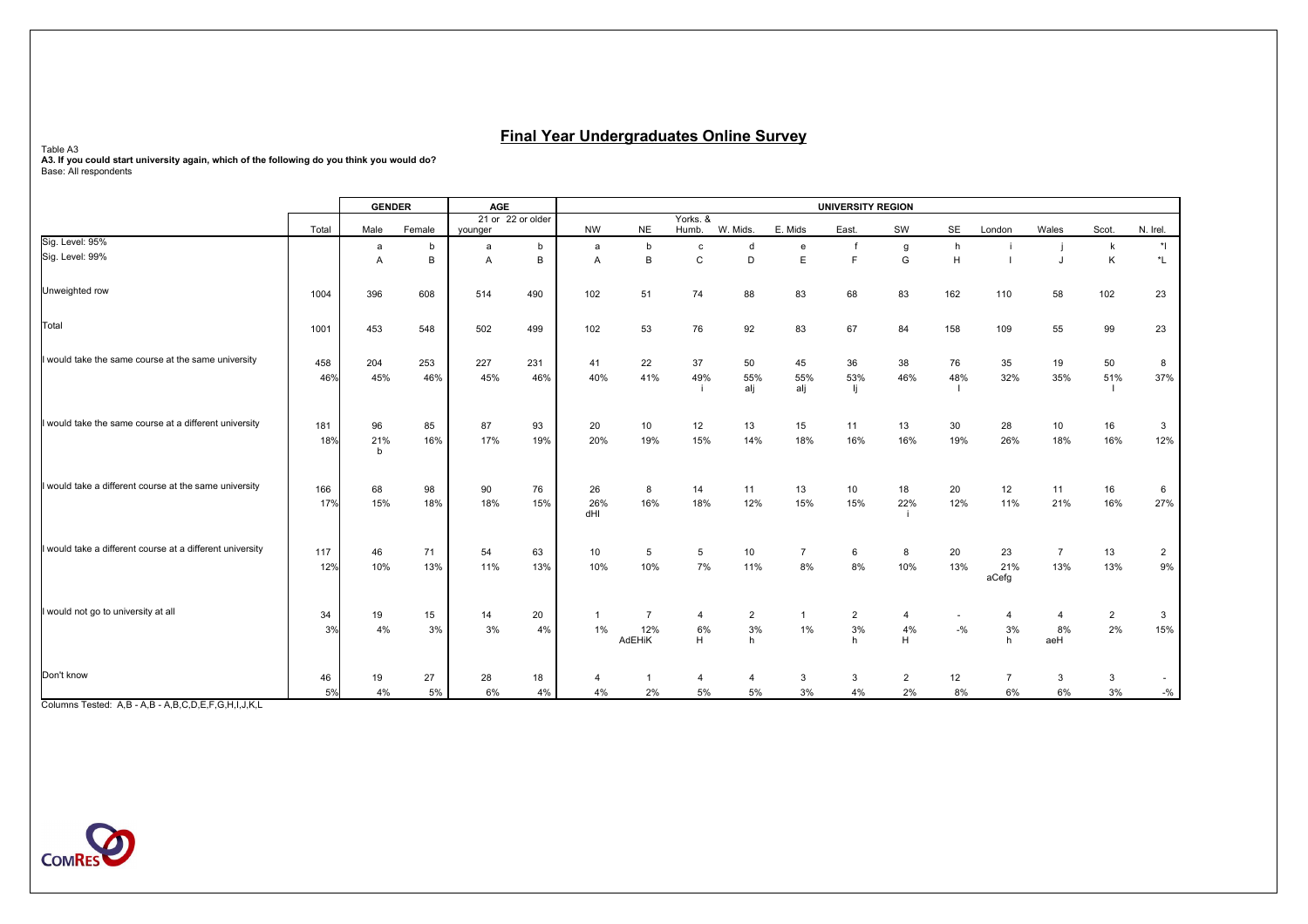# Final Year Undergraduates Online Survey

Table A3

**A3. If you could start university again, which of the following do you think you would do?**

Base: All respondents

| | | GENDER | | AGE | | UNIVERSITY REGION | | | | | | | | | | | |
|---|---|---|---|---|---|---|---|---|---|---|---|---|---|---|---|---|---|
| | Total | Male | Female | 21 or younger | 22 or older | NW | NE | Yorks. & Humb. | W. Mids. | E. Mids | East. | SW | SE | London | Wales | Scot. | N. Irel. |
| Sig. Level: 95% | | a | b | a | b | a | b | c | d | e | f | g | h | i | j | k | *l |
| Sig. Level: 99% | | A | B | A | B | A | B | C | D | E | F | G | H | I | J | K | *L |
| Unweighted row | 1004 | 396 | 608 | 514 | 490 | 102 | 51 | 74 | 88 | 83 | 68 | 83 | 162 | 110 | 58 | 102 | 23 |
| Total | 1001 | 453 | 548 | 502 | 499 | 102 | 53 | 76 | 92 | 83 | 67 | 84 | 158 | 109 | 55 | 99 | 23 |
| I would take the same course at the same university | 458 | 204 | 253 | 227 | 231 | 41 | 22 | 37 | 50 | 45 | 36 | 38 | 76 | 35 | 19 | 50 | 8 |
| | 46% | 45% | 46% | 45% | 46% | 40% | 41% | 49% | 55% | 55% | 53% | 46% | 48% | 32% | 35% | 51% | 37% |
| | | | | | | | | i | alj | alj | lj | | I | | | I | |
| I would take the same course at a different university | 181 | 96 | 85 | 87 | 93 | 20 | 10 | 12 | 13 | 15 | 11 | 13 | 30 | 28 | 10 | 16 | 3 |
| | 18% | 21% | 16% | 17% | 19% | 20% | 19% | 15% | 14% | 18% | 16% | 16% | 19% | 26% | 18% | 16% | 12% |
| | | b | | | | | | | | | | | | | | | |
| I would take a different course at the same university | 166 | 68 | 98 | 90 | 76 | 26 | 8 | 14 | 11 | 13 | 10 | 18 | 20 | 12 | 11 | 16 | 6 |
| | 17% | 15% | 18% | 18% | 15% | 26% | 16% | 18% | 12% | 15% | 15% | 22% | 12% | 11% | 21% | 16% | 27% |
| | | | | | | dHI | | | | | | i | | | | | |
| I would take a different course at a different university | 117 | 46 | 71 | 54 | 63 | 10 | 5 | 5 | 10 | 7 | 6 | 8 | 20 | 23 | 7 | 13 | 2 |
| | 12% | 10% | 13% | 11% | 13% | 10% | 10% | 7% | 11% | 8% | 8% | 10% | 13% | 21% | 13% | 13% | 9% |
| | | | | | | | | | | | | | | aCefg | | | |
| I would not go to university at all | 34 | 19 | 15 | 14 | 20 | 1 | 7 | 4 | 2 | 1 | 2 | 4 | - | 4 | 4 | 2 | 3 |
| | 3% | 4% | 3% | 3% | 4% | 1% | 12% | 6% | 3% | 1% | 3% | 4% | -% | 3% | 8% | 2% | 15% |
| | | | | | | | AdEHiK | H | h | | h | H | | h | aeH | | |
| Don't know | 46 | 19 | 27 | 28 | 18 | 4 | 1 | 4 | 4 | 3 | 3 | 2 | 12 | 7 | 3 | 3 | - |
| | 5% | 4% | 5% | 6% | 4% | 4% | 2% | 5% | 5% | 3% | 4% | 2% | 8% | 6% | 6% | 3% | -% |

Columns Tested: A,B - A,B - A,B,C,D,E,F,G,H,I,J,K,L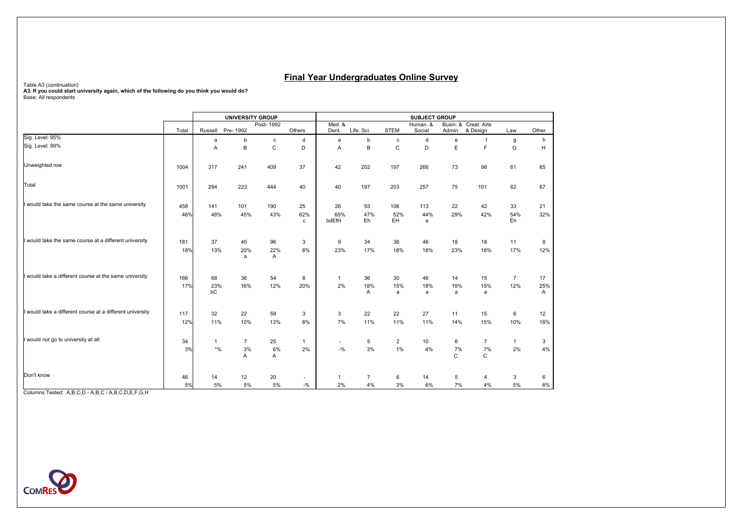# Final Year Undergraduates Online Survey

Table A3 (continuation)
**A3. If you could start university again, which of the following do you think you would do?**
Base: All respondents

| | | UNIVERSITY GROUP | | | | SUBJECT GROUP | | | | | | | |
|---|---|---|---|---|---|---|---|---|---|---|---|---|---|
| | Total | Russell | Pre- 1992 | Post- 1992 | Others | Med. & Dent. | Life. Sci. | STEM | Human. & Social | Busin. & Admin | Creat. Arts & Design | Law | Other |
| Sig. Level: 95% | | a | b | c | d | a | b | c | d | e | f | g | h |
| Sig. Level: 99% | | A | B | C | D | A | B | C | D | E | F | G | H |
| Unweighted row | 1004 | 317 | 241 | 409 | 37 | 42 | 202 | 197 | 266 | 73 | 98 | 61 | 65 |
| Total | 1001 | 294 | 223 | 444 | 40 | 40 | 197 | 203 | 257 | 75 | 101 | 62 | 67 |
| I would take the same course at the same university | 458 | 141 | 101 | 190 | 25 | 26 | 93 | 106 | 113 | 22 | 42 | 33 | 21 |
| | 46% | 48% | 45% | 43% | 62% | 65% | 47% | 52% | 44% | 29% | 42% | 54% | 32% |
| | | | | | c | bdEfH | Eh | EH | e | | | Eh | |
| I would take the same course at a different university | 181 | 37 | 45 | 96 | 3 | 9 | 34 | 36 | 46 | 18 | 18 | 11 | 8 |
| | 18% | 13% | 20% | 22% | 8% | 23% | 17% | 18% | 18% | 23% | 18% | 17% | 12% |
| | | | a | A | | | | | | | | | |
| I would take a different course at the same university | 166 | 68 | 36 | 54 | 8 | 1 | 36 | 30 | 46 | 14 | 15 | 7 | 17 |
| | 17% | 23% | 16% | 12% | 20% | 2% | 18% | 15% | 18% | 19% | 15% | 12% | 25% |
| | | bC | | | | | A | a | a | a | a | | A |
| I would take a different course at a different university | 117 | 32 | 22 | 59 | 3 | 3 | 22 | 22 | 27 | 11 | 15 | 6 | 12 |
| | 12% | 11% | 10% | 13% | 8% | 7% | 11% | 11% | 11% | 14% | 15% | 10% | 18% |
| I would not go to university at all | 34 | 1 | 7 | 25 | 1 | - | 5 | 2 | 10 | 6 | 7 | 1 | 3 |
| | 3% | *% | 3% | 6% | 2% | -% | 3% | 1% | 4% | 7% | 7% | 2% | 4% |
| | | | A | A | | | | | | C | C | | |
| Don't know | 46 | 14 | 12 | 20 | - | 1 | 7 | 6 | 14 | 5 | 4 | 3 | 6 |
| | 5% | 5% | 5% | 5% | -% | 2% | 4% | 3% | 6% | 7% | 4% | 5% | 8% |

Columns Tested: A,B,C,D - A,B,C - A,B,C,D,E,F,G,H